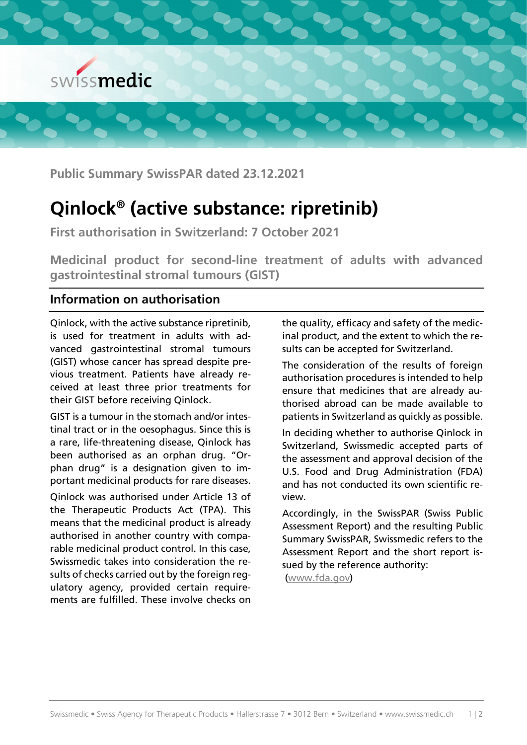Public Summary SwissPAR dated 23.12.2021

# Qinlock® (active substance: ripretinib)

First authorisation in Switzerland: 7 October 2021

Medicinal product for second-line treatment of adults with advanced gastrointestinal stromal tumours (GIST)

## Information on authorisation

Qinlock, with the active substance ripretinib, is used for treatment in adults with advanced gastrointestinal stromal tumours (GIST) whose cancer has spread despite previous treatment. Patients have already received at least three prior treatments for their GIST before receiving Qinlock.

GIST is a tumour in the stomach and/or intestinal tract or in the oesophagus. Since this is a rare, life-threatening disease, Qinlock has been authorised as an orphan drug. "Orphan drug" is a designation given to important medicinal products for rare diseases.

Qinlock was authorised under Article 13 of the Therapeutic Products Act (TPA). This means that the medicinal product is already authorised in another country with comparable medicinal product control. In this case, Swissmedic takes into consideration the results of checks carried out by the foreign regulatory agency, provided certain requirements are fulfilled. These involve checks on the quality, efficacy and safety of the medicinal product, and the extent to which the results can be accepted for Switzerland.

The consideration of the results of foreign authorisation procedures is intended to help ensure that medicines that are already authorised abroad can be made available to patients in Switzerland as quickly as possible.

In deciding whether to authorise Qinlock in Switzerland, Swissmedic accepted parts of the assessment and approval decision of the U.S. Food and Drug Administration (FDA) and has not conducted its own scientific review.

Accordingly, in the SwissPAR (Swiss Public Assessment Report) and the resulting Public Summary SwissPAR, Swissmedic refers to the Assessment Report and the short report issued by the reference authority:
(www.fda.gov)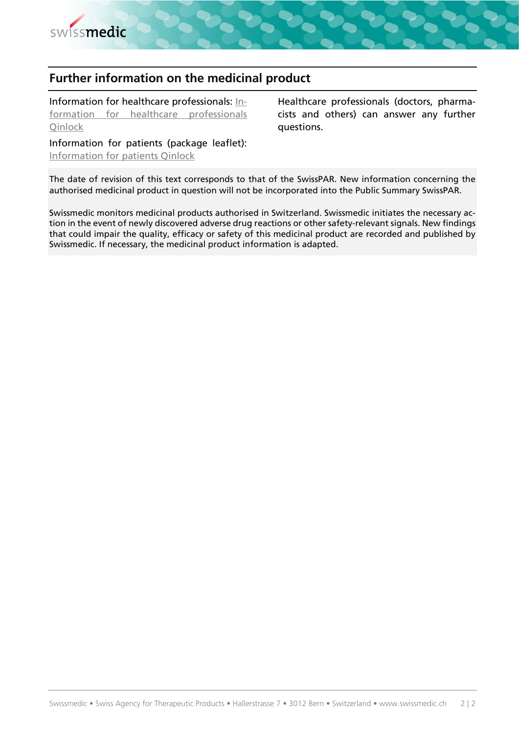## Further information on the medicinal product

Information for healthcare professionals: Information for healthcare professionals Qinlock

Information for patients (package leaflet): Information for patients Qinlock

Healthcare professionals (doctors, pharmacists and others) can answer any further questions.

The date of revision of this text corresponds to that of the SwissPAR. New information concerning the authorised medicinal product in question will not be incorporated into the Public Summary SwissPAR.

Swissmedic monitors medicinal products authorised in Switzerland. Swissmedic initiates the necessary action in the event of newly discovered adverse drug reactions or other safety-relevant signals. New findings that could impair the quality, efficacy or safety of this medicinal product are recorded and published by Swissmedic. If necessary, the medicinal product information is adapted.